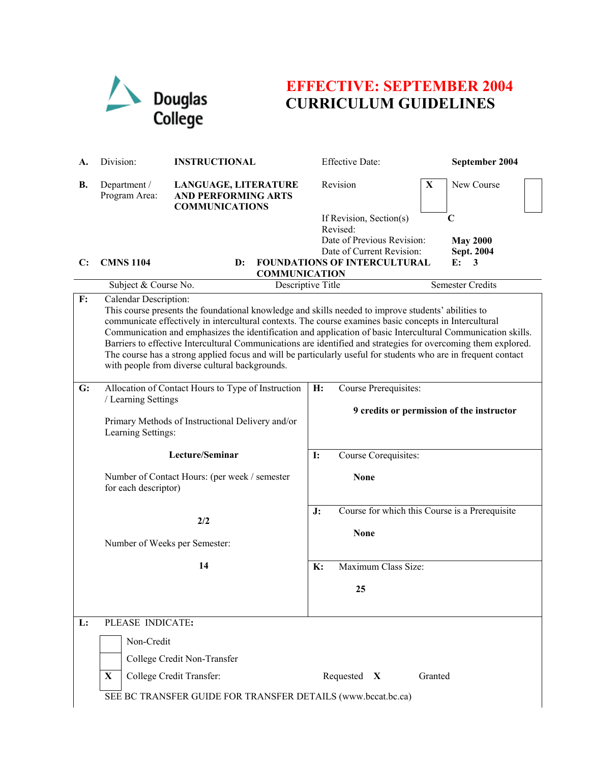Douglas College

# EFFECTIVE: SEPTEMBER 2004
# CURRICULUM GUIDELINES

| | | | | |
|---|---|---|---|---|
| **A.** | Division: | **INSTRUCTIONAL** | Effective Date: | **September 2004** |
| **B.** | Department / Program Area: | **LANGUAGE, LITERATURE AND PERFORMING ARTS COMMUNICATIONS** | Revision **X** | New Course |
| | | | If Revision, Section(s) Revised: | **C** |
| | | | Date of Previous Revision: | **May 2000** |
| | | | Date of Current Revision: | **Sept. 2004** |

| | | | |
|---|---|---|---|
| **C:** **CMNS 1104** | **D:** **FOUNDATIONS OF INTERCULTURAL COMMUNICATION** | **E:** **3** |
| Subject & Course No. | Descriptive Title | Semester Credits |

**F:** Calendar Description:

This course presents the foundational knowledge and skills needed to improve students' abilities to communicate effectively in intercultural contexts. The course examines basic concepts in Intercultural Communication and emphasizes the identification and application of basic Intercultural Communication skills. Barriers to effective Intercultural Communications are identified and strategies for overcoming them explored. The course has a strong applied focus and will be particularly useful for students who are in frequent contact with people from diverse cultural backgrounds.

**G:** Allocation of Contact Hours to Type of Instruction / Learning Settings

Primary Methods of Instructional Delivery and/or Learning Settings:

**Lecture/Seminar**

Number of Contact Hours: (per week / semester for each descriptor)

**2/2**

Number of Weeks per Semester:

**14**

**H:** Course Prerequisites:

**9 credits or permission of the instructor**

**I:** Course Corequisites:

**None**

**J:** Course for which this Course is a Prerequisite

**None**

**K:** Maximum Class Size:

**25**

**L:** PLEASE INDICATE:

- [ ] Non-Credit
- [ ] College Credit Non-Transfer
- [X] College Credit Transfer: Requested **X** Granted

SEE BC TRANSFER GUIDE FOR TRANSFER DETAILS (www.bccat.bc.ca)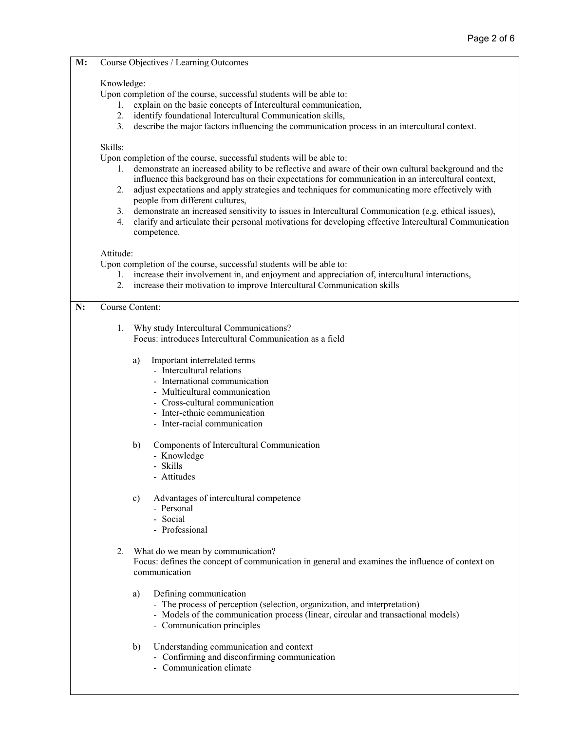**M:** Course Objectives / Learning Outcomes

Knowledge:
Upon completion of the course, successful students will be able to:

1. explain on the basic concepts of Intercultural communication,
2. identify foundational Intercultural Communication skills,
3. describe the major factors influencing the communication process in an intercultural context.

Skills:
Upon completion of the course, successful students will be able to:

1. demonstrate an increased ability to be reflective and aware of their own cultural background and the influence this background has on their expectations for communication in an intercultural context,
2. adjust expectations and apply strategies and techniques for communicating more effectively with people from different cultures,
3. demonstrate an increased sensitivity to issues in Intercultural Communication (e.g. ethical issues),
4. clarify and articulate their personal motivations for developing effective Intercultural Communication competence.

Attitude:
Upon completion of the course, successful students will be able to:

1. increase their involvement in, and enjoyment and appreciation of, intercultural interactions,
2. increase their motivation to improve Intercultural Communication skills

**N:** Course Content:

1. Why study Intercultural Communications?
   Focus: introduces Intercultural Communication as a field

   a) Important interrelated terms
      - Intercultural relations
      - International communication
      - Multicultural communication
      - Cross-cultural communication
      - Inter-ethnic communication
      - Inter-racial communication

   b) Components of Intercultural Communication
      - Knowledge
      - Skills
      - Attitudes

   c) Advantages of intercultural competence
      - Personal
      - Social
      - Professional

2. What do we mean by communication?
   Focus: defines the concept of communication in general and examines the influence of context on communication

   a) Defining communication
      - The process of perception (selection, organization, and interpretation)
      - Models of the communication process (linear, circular and transactional models)
      - Communication principles

   b) Understanding communication and context
      - Confirming and disconfirming communication
      - Communication climate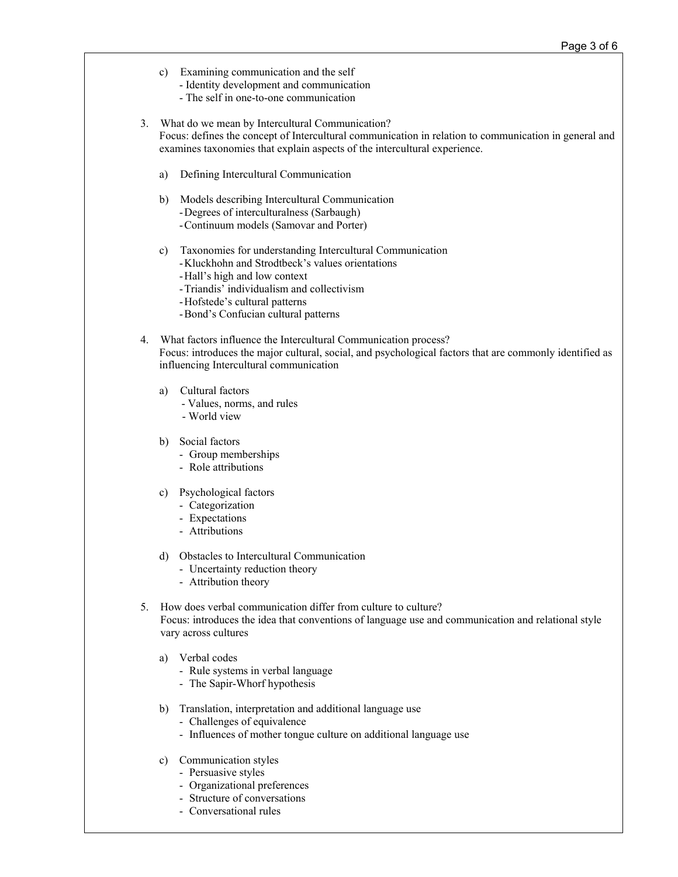c) Examining communication and the self
   - Identity development and communication
   - The self in one-to-one communication

3. What do we mean by Intercultural Communication?
   Focus: defines the concept of Intercultural communication in relation to communication in general and examines taxonomies that explain aspects of the intercultural experience.

   a) Defining Intercultural Communication

   b) Models describing Intercultural Communication
      - Degrees of interculturalness (Sarbaugh)
      - Continuum models (Samovar and Porter)

   c) Taxonomies for understanding Intercultural Communication
      - Kluckhohn and Strodtbeck's values orientations
      - Hall's high and low context
      - Triandis' individualism and collectivism
      - Hofstede's cultural patterns
      - Bond's Confucian cultural patterns

4. What factors influence the Intercultural Communication process?
   Focus: introduces the major cultural, social, and psychological factors that are commonly identified as influencing Intercultural communication

   a) Cultural factors
      - Values, norms, and rules
      - World view

   b) Social factors
      - Group memberships
      - Role attributions

   c) Psychological factors
      - Categorization
      - Expectations
      - Attributions

   d) Obstacles to Intercultural Communication
      - Uncertainty reduction theory
      - Attribution theory

5. How does verbal communication differ from culture to culture?
   Focus: introduces the idea that conventions of language use and communication and relational style vary across cultures

   a) Verbal codes
      - Rule systems in verbal language
      - The Sapir-Whorf hypothesis

   b) Translation, interpretation and additional language use
      - Challenges of equivalence
      - Influences of mother tongue culture on additional language use

   c) Communication styles
      - Persuasive styles
      - Organizational preferences
      - Structure of conversations
      - Conversational rules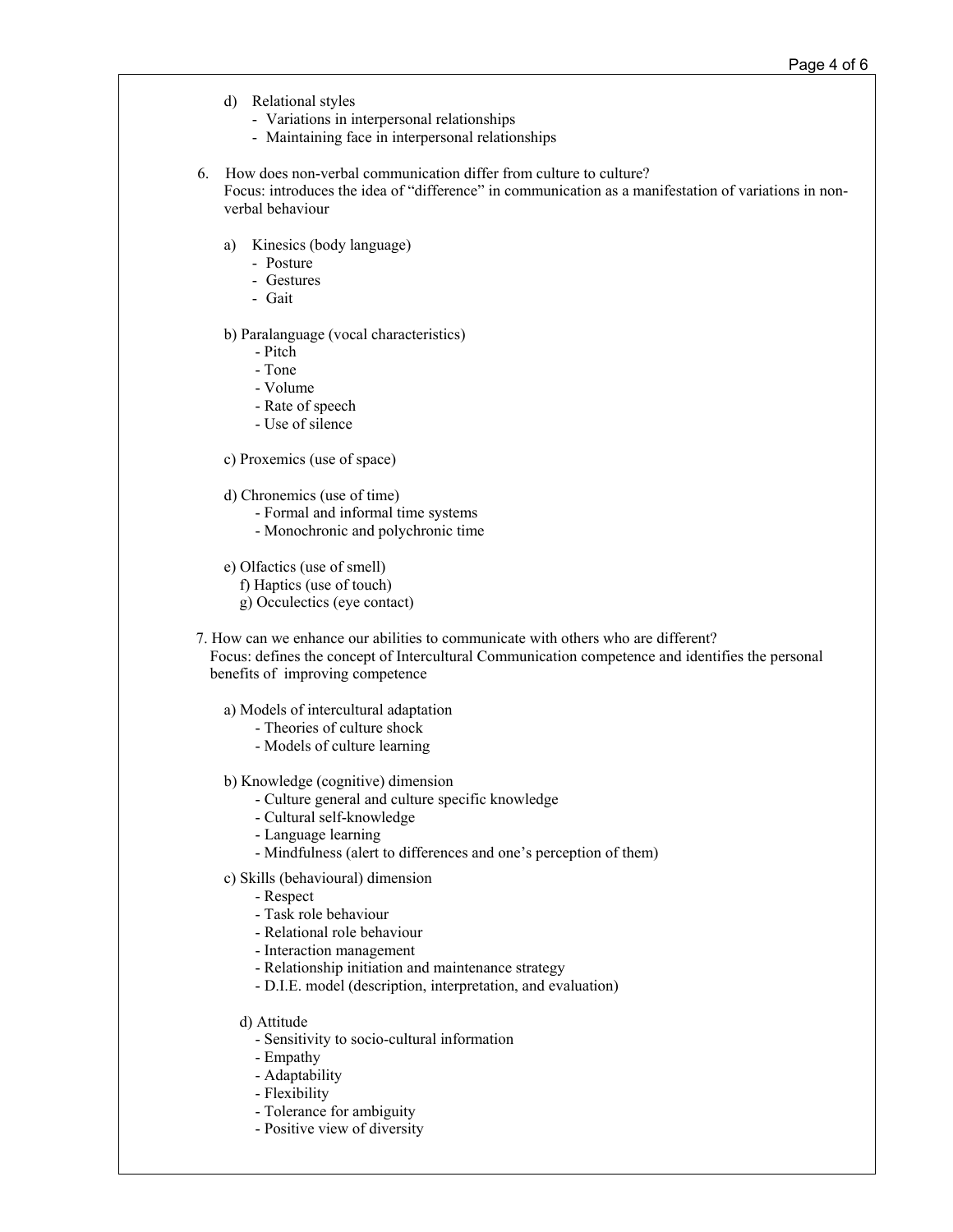d) Relational styles
   - Variations in interpersonal relationships
   - Maintaining face in interpersonal relationships

6. How does non-verbal communication differ from culture to culture?
   Focus: introduces the idea of "difference" in communication as a manifestation of variations in non-verbal behaviour

   a) Kinesics (body language)
      - Posture
      - Gestures
      - Gait

   b) Paralanguage (vocal characteristics)
      - Pitch
      - Tone
      - Volume
      - Rate of speech
      - Use of silence

   c) Proxemics (use of space)

   d) Chronemics (use of time)
      - Formal and informal time systems
      - Monochronic and polychronic time

   e) Olfactics (use of smell)
   f) Haptics (use of touch)
   g) Occulectics (eye contact)

7. How can we enhance our abilities to communicate with others who are different?
   Focus: defines the concept of Intercultural Communication competence and identifies the personal benefits of improving competence

   a) Models of intercultural adaptation
      - Theories of culture shock
      - Models of culture learning

   b) Knowledge (cognitive) dimension
      - Culture general and culture specific knowledge
      - Cultural self-knowledge
      - Language learning
      - Mindfulness (alert to differences and one's perception of them)

   c) Skills (behavioural) dimension
      - Respect
      - Task role behaviour
      - Relational role behaviour
      - Interaction management
      - Relationship initiation and maintenance strategy
      - D.I.E. model (description, interpretation, and evaluation)

   d) Attitude
      - Sensitivity to socio-cultural information
      - Empathy
      - Adaptability
      - Flexibility
      - Tolerance for ambiguity
      - Positive view of diversity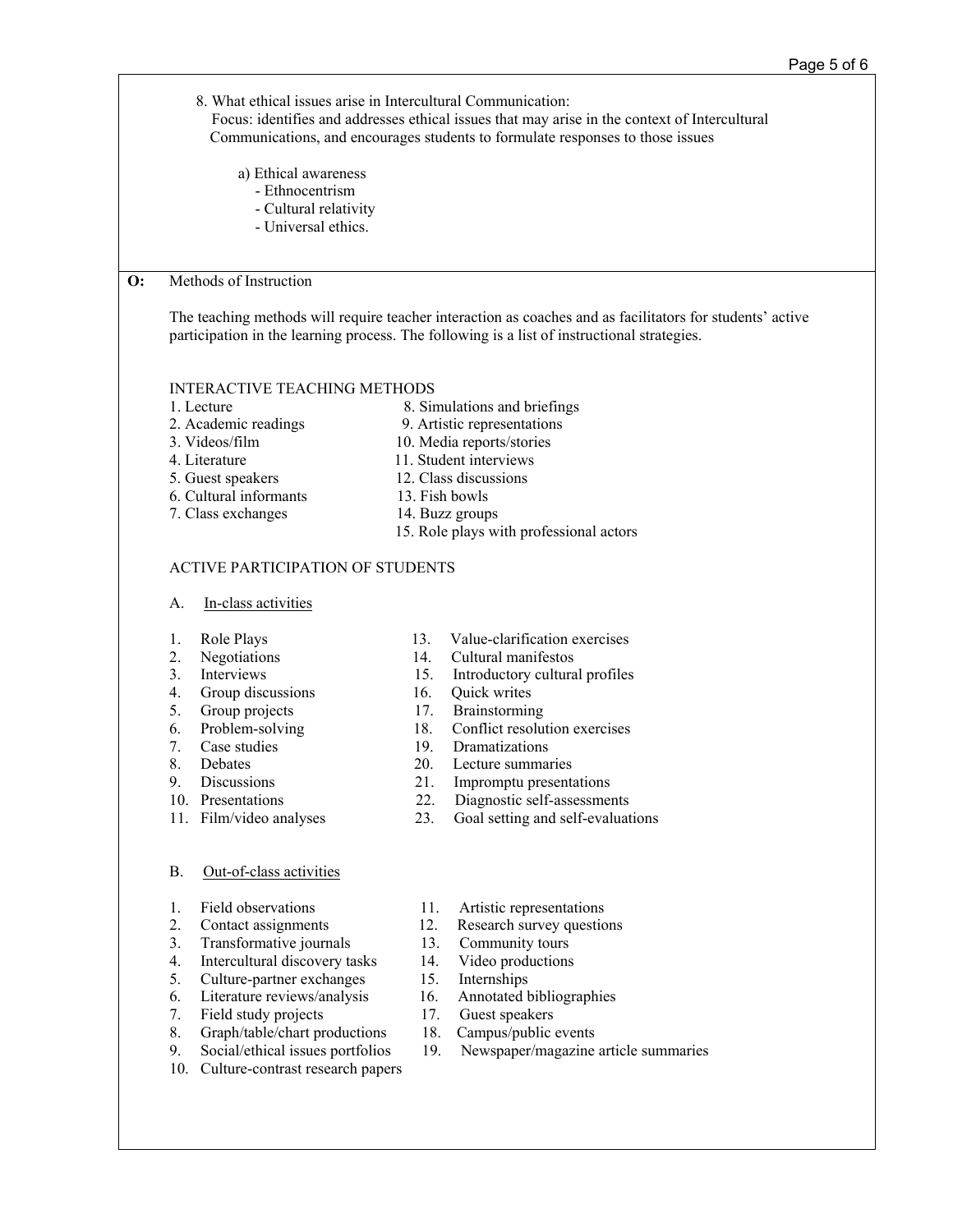8. What ethical issues arise in Intercultural Communication:
   Focus: identifies and addresses ethical issues that may arise in the context of Intercultural Communications, and encourages students to formulate responses to those issues

   a) Ethical awareness
      - Ethnocentrism
      - Cultural relativity
      - Universal ethics.

**O:** Methods of Instruction

The teaching methods will require teacher interaction as coaches and as facilitators for students' active participation in the learning process. The following is a list of instructional strategies.

INTERACTIVE TEACHING METHODS

1. Lecture
2. Academic readings
3. Videos/film
4. Literature
5. Guest speakers
6. Cultural informants
7. Class exchanges
8. Simulations and briefings
9. Artistic representations
10. Media reports/stories
11. Student interviews
12. Class discussions
13. Fish bowls
14. Buzz groups
15. Role plays with professional actors

ACTIVE PARTICIPATION OF STUDENTS

A. <u>In-class activities</u>

1. Role Plays
2. Negotiations
3. Interviews
4. Group discussions
5. Group projects
6. Problem-solving
7. Case studies
8. Debates
9. Discussions
10. Presentations
11. Film/video analyses
12. Value-clarification exercises
13. Cultural manifestos
14. Introductory cultural profiles
15. Quick writes
16. Brainstorming
17. Conflict resolution exercises
18. Dramatizations
19. Lecture summaries
20. Impromptu presentations
21. Diagnostic self-assessments
22. Goal setting and self-evaluations

B. <u>Out-of-class activities</u>

1. Field observations
2. Contact assignments
3. Transformative journals
4. Intercultural discovery tasks
5. Culture-partner exchanges
6. Literature reviews/analysis
7. Field study projects
8. Graph/table/chart productions
9. Social/ethical issues portfolios
10. Culture-contrast research papers
11. Artistic representations
12. Research survey questions
13. Community tours
14. Video productions
15. Internships
16. Annotated bibliographies
17. Guest speakers
18. Campus/public events
19. Newspaper/magazine article summaries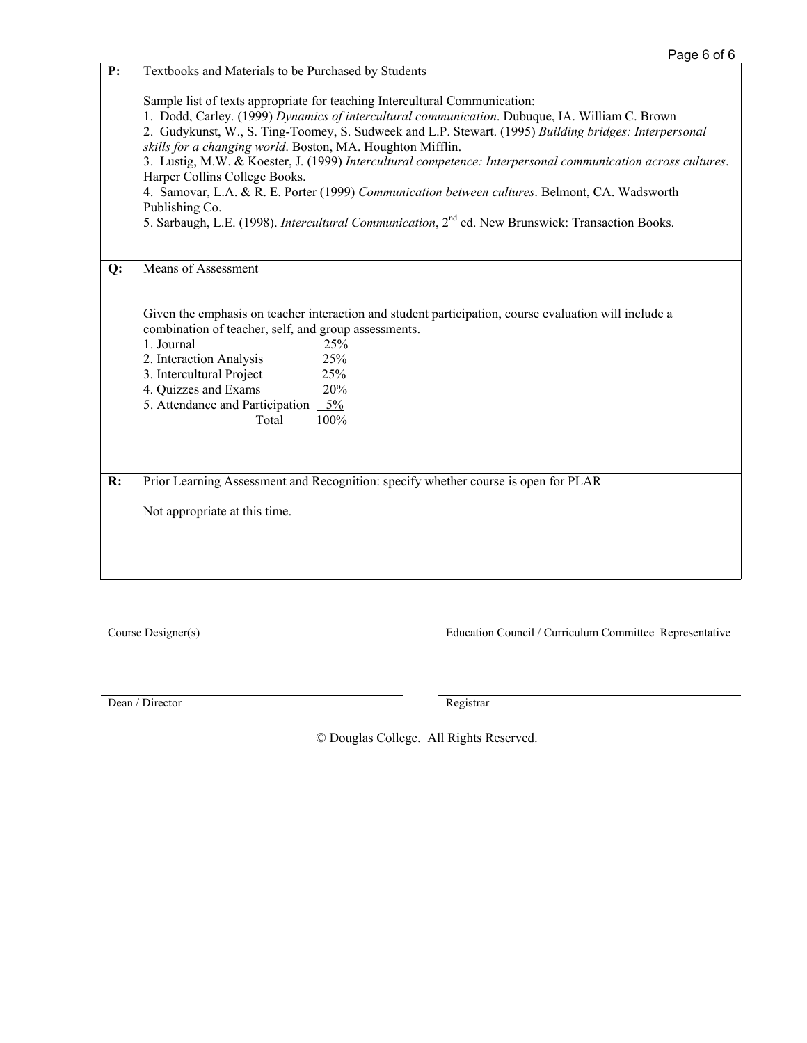**P:** Textbooks and Materials to be Purchased by Students

Sample list of texts appropriate for teaching Intercultural Communication:

1. Dodd, Carley. (1999) *Dynamics of intercultural communication*. Dubuque, IA. William C. Brown
2. Gudykunst, W., S. Ting-Toomey, S. Sudweek and L.P. Stewart. (1995) *Building bridges: Interpersonal skills for a changing world*. Boston, MA. Houghton Mifflin.
3. Lustig, M.W. & Koester, J. (1999) *Intercultural competence: Interpersonal communication across cultures*. Harper Collins College Books.
4. Samovar, L.A. & R. E. Porter (1999) *Communication between cultures*. Belmont, CA. Wadsworth Publishing Co.
5. Sarbaugh, L.E. (1998). *Intercultural Communication*, 2nd ed. New Brunswick: Transaction Books.

**Q:** Means of Assessment

Given the emphasis on teacher interaction and student participation, course evaluation will include a combination of teacher, self, and group assessments.

| | |
|---|---|
| 1. Journal | 25% |
| 2. Interaction Analysis | 25% |
| 3. Intercultural Project | 25% |
| 4. Quizzes and Exams | 20% |
| 5. Attendance and Participation | 5% |
| Total | 100% |

**R:** Prior Learning Assessment and Recognition: specify whether course is open for PLAR

Not appropriate at this time.

Course Designer(s)

Education Council / Curriculum Committee Representative

Dean / Director

Registrar

© Douglas College. All Rights Reserved.